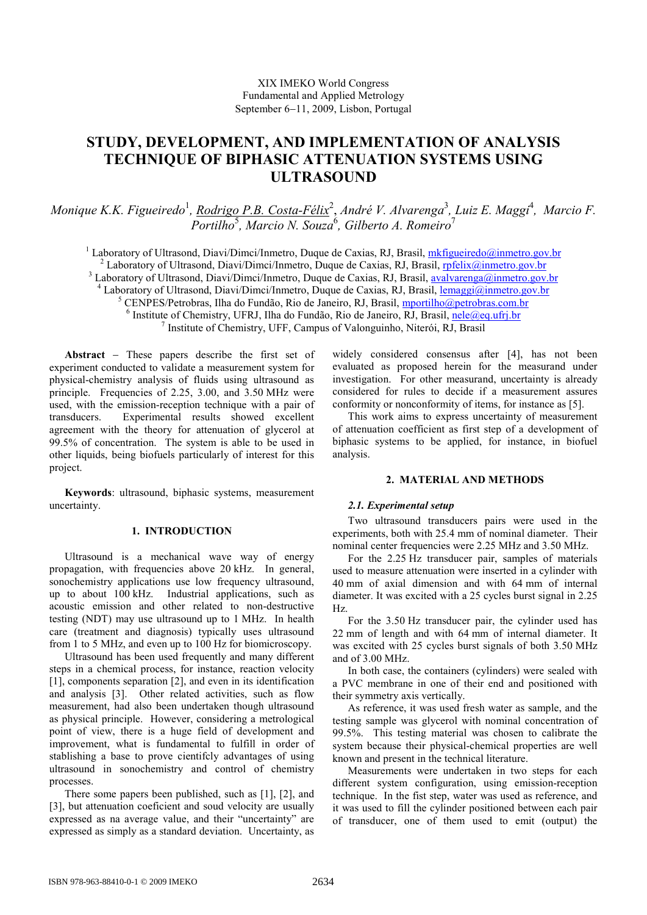XIX IMEKO World Congress
Fundamental and Applied Metrology
September 6−11, 2009, Lisbon, Portugal

# STUDY, DEVELOPMENT, AND IMPLEMENTATION OF ANALYSIS TECHNIQUE OF BIPHASIC ATTENUATION SYSTEMS USING ULTRASOUND

*Monique K.K. Figueiredo*[1], *Rodrigo P.B. Costa-Félix*[2], *André V. Alvarenga*[3], *Luiz E. Maggi*[4], *Marcio F. Portilho*[5], *Marcio N. Souza*[6], *Gilberto A. Romeiro*[7]

[1] Laboratory of Ultrasond, Diavi/Dimci/Inmetro, Duque de Caxias, RJ, Brasil, mkfigueiredo@inmetro.gov.br
[2] Laboratory of Ultrasond, Diavi/Dimci/Inmetro, Duque de Caxias, RJ, Brasil, rpfelix@inmetro.gov.br
[3] Laboratory of Ultrasond, Diavi/Dimci/Inmetro, Duque de Caxias, RJ, Brasil, avalvarenga@inmetro.gov.br
[4] Laboratory of Ultrasond, Diavi/Dimci/Inmetro, Duque de Caxias, RJ, Brasil, lemaggi@inmetro.gov.br
[5] CENPES/Petrobras, Ilha do Fundão, Rio de Janeiro, RJ, Brasil, mportilho@petrobras.com.br
[6] Institute of Chemistry, UFRJ, Ilha do Fundão, Rio de Janeiro, RJ, Brasil, nele@eq.ufrj.br
[7] Institute of Chemistry, UFF, Campus of Valonguinho, Niterói, RJ, Brasil

**Abstract** − These papers describe the first set of experiment conducted to validate a measurement system for physical-chemistry analysis of fluids using ultrasound as principle. Frequencies of 2.25, 3.00, and 3.50 MHz were used, with the emission-reception technique with a pair of transducers. Experimental results showed excellent agreement with the theory for attenuation of glycerol at 99.5% of concentration. The system is able to be used in other liquids, being biofuels particularly of interest for this project.

**Keywords**: ultrasound, biphasic systems, measurement uncertainty.

## 1. INTRODUCTION

Ultrasound is a mechanical wave way of energy propagation, with frequencies above 20 kHz. In general, sonochemistry applications use low frequency ultrasound, up to about 100 kHz. Industrial applications, such as acoustic emission and other related to non-destructive testing (NDT) may use ultrasound up to 1 MHz. In health care (treatment and diagnosis) typically uses ultrasound from 1 to 5 MHz, and even up to 100 Hz for biomicroscopy.

Ultrasound has been used frequently and many different steps in a chemical process, for instance, reaction velocity [1], components separation [2], and even in its identification and analysis [3]. Other related activities, such as flow measurement, had also been undertaken though ultrasound as physical principle. However, considering a metrological point of view, there is a huge field of development and improvement, what is fundamental to fulfill in order of stablishing a base to prove cientifcly advantages of using ultrasound in sonochemistry and control of chemistry processes.

There some papers been published, such as [1], [2], and [3], but attenuation coeficient and soud velocity are usually expressed as na average value, and their "uncertainty" are expressed as simply as a standard deviation. Uncertainty, as widely considered consensus after [4], has not been evaluated as proposed herein for the measurand under investigation. For other measurand, uncertainty is already considered for rules to decide if a measurement assures conformity or nonconformity of items, for instance as [5].

This work aims to express uncertainty of measurement of attenuation coefficient as first step of a development of biphasic systems to be applied, for instance, in biofuel analysis.

## 2. MATERIAL AND METHODS

### *2.1. Experimental setup*

Two ultrasound transducers pairs were used in the experiments, both with 25.4 mm of nominal diameter. Their nominal center frequencies were 2.25 MHz and 3.50 MHz.

For the 2.25 Hz transducer pair, samples of materials used to measure attenuation were inserted in a cylinder with 40 mm of axial dimension and with 64 mm of internal diameter. It was excited with a 25 cycles burst signal in 2.25 Hz.

For the 3.50 Hz transducer pair, the cylinder used has 22 mm of length and with 64 mm of internal diameter. It was excited with 25 cycles burst signals of both 3.50 MHz and of 3.00 MHz.

In both case, the containers (cylinders) were sealed with a PVC membrane in one of their end and positioned with their symmetry axis vertically.

As reference, it was used fresh water as sample, and the testing sample was glycerol with nominal concentration of 99.5%. This testing material was chosen to calibrate the system because their physical-chemical properties are well known and present in the technical literature.

Measurements were undertaken in two steps for each different system configuration, using emission-reception technique. In the fist step, water was used as reference, and it was used to fill the cylinder positioned between each pair of transducer, one of them used to emit (output) the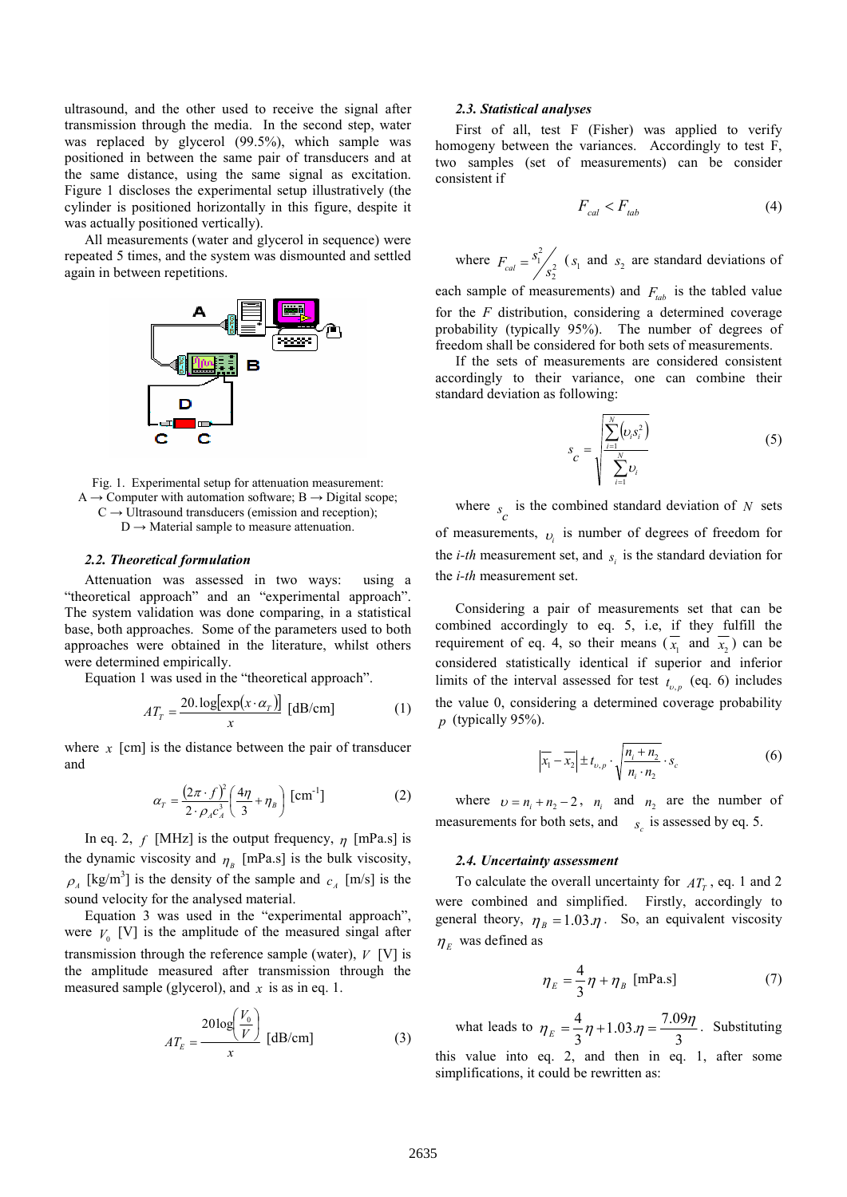ultrasound, and the other used to receive the signal after transmission through the media. In the second step, water was replaced by glycerol (99.5%), which sample was positioned in between the same pair of transducers and at the same distance, using the same signal as excitation. Figure 1 discloses the experimental setup illustratively (the cylinder is positioned horizontally in this figure, despite it was actually positioned vertically).

All measurements (water and glycerol in sequence) were repeated 5 times, and the system was dismounted and settled again in between repetitions.

Fig. 1. Experimental setup for attenuation measurement: A → Computer with automation software; B → Digital scope; C → Ultrasound transducers (emission and reception); D → Material sample to measure attenuation.

### 2.2. Theoretical formulation

Attenuation was assessed in two ways: using a "theoretical approach" and an "experimental approach". The system validation was done comparing, in a statistical base, both approaches. Some of the parameters used to both approaches were obtained in the literature, whilst others were determined empirically.

Equation 1 was used in the "theoretical approach".

$$AT_T = \frac{20.\log\left[\exp\left(x \cdot \alpha_T\right)\right]}{x} \text{ [dB/cm]} \tag{1}$$

where $x$ [cm] is the distance between the pair of transducer and

$$\alpha_T = \frac{\left(2\pi \cdot f\right)^2}{2 \cdot \rho_A c_A^3}\left(\frac{4\eta}{3} + \eta_B\right) \text{ [cm}^{-1}\text{]} \tag{2}$$

In eq. 2, $f$ [MHz] is the output frequency, $\eta$ [mPa.s] is the dynamic viscosity and $\eta_B$ [mPa.s] is the bulk viscosity, $\rho_A$ [kg/m$^3$] is the density of the sample and $c_A$ [m/s] is the sound velocity for the analysed material.

Equation 3 was used in the "experimental approach", were $V_0$ [V] is the amplitude of the measured singal after transmission through the reference sample (water), $V$ [V] is the amplitude measured after transmission through the measured sample (glycerol), and $x$ is as in eq. 1.

$$AT_E = \frac{20\log\left(\frac{V_0}{V}\right)}{x} \text{ [dB/cm]} \tag{3}$$

### 2.3. Statistical analyses

First of all, test F (Fisher) was applied to verify homogeny between the variances. Accordingly to test F, two samples (set of measurements) can be consider consistent if

$$F_{cal} < F_{tab} \tag{4}$$

where $F_{cal} = s_1^2 / s_2^2$ ($s_1$ and $s_2$ are standard deviations of each sample of measurements) and $F_{tab}$ is the tabled value for the $F$ distribution, considering a determined coverage probability (typically 95%). The number of degrees of freedom shall be considered for both sets of measurements.

If the sets of measurements are considered consistent accordingly to their variance, one can combine their standard deviation as following:

$$s_c = \sqrt{\frac{\sum_{i=1}^{N}\left(\upsilon_i s_i^2\right)}{\sum_{i=1}^{N}\upsilon_i}} \tag{5}$$

where $s_c$ is the combined standard deviation of $N$ sets of measurements, $\upsilon_i$ is number of degrees of freedom for the *i-th* measurement set, and $s_i$ is the standard deviation for the *i-th* measurement set.

Considering a pair of measurements set that can be combined accordingly to eq. 5, i.e, if they fulfill the requirement of eq. 4, so their means ($\overline{x_1}$ and $\overline{x_2}$) can be considered statistically identical if superior and inferior limits of the interval assessed for test $t_{\upsilon,p}$ (eq. 6) includes the value 0, considering a determined coverage probability $p$ (typically 95%).

$$\left|\overline{x_1} - \overline{x_2}\right| \pm t_{\upsilon,p} \cdot \sqrt{\frac{n_i + n_2}{n_i \cdot n_2}} \cdot s_c \tag{6}$$

where $\upsilon = n_i + n_2 - 2$, $n_i$ and $n_2$ are the number of measurements for both sets, and $s_c$ is assessed by eq. 5.

### 2.4. Uncertainty assessment

To calculate the overall uncertainty for $AT_T$, eq. 1 and 2 were combined and simplified. Firstly, accordingly to general theory, $\eta_B = 1.03.\eta$. So, an equivalent viscosity $\eta_E$ was defined as

$$\eta_E = \frac{4}{3}\eta + \eta_B \text{ [mPa.s]} \tag{7}$$

what leads to $\eta_E = \frac{4}{3}\eta + 1.03.\eta = \frac{7.09\eta}{3}$. Substituting this value into eq. 2, and then in eq. 1, after some simplifications, it could be rewritten as: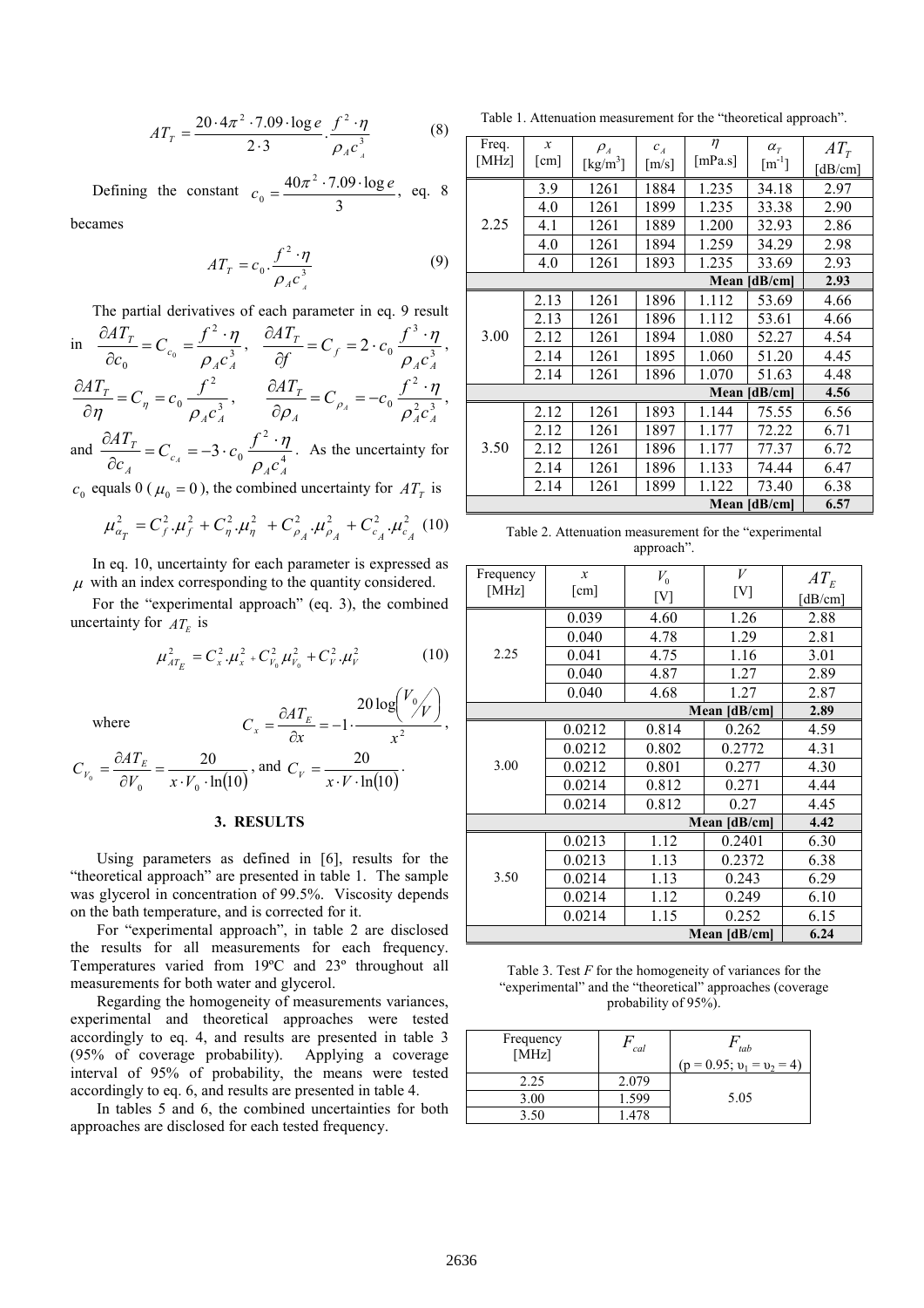$$AT_T = \frac{20 \cdot 4\pi^2 \cdot 7.09 \cdot \log e}{2 \cdot 3} \cdot \frac{f^2 \cdot \eta}{\rho_A c_A^3} \quad (8)$$

Defining the constant $c_0 = \frac{40\pi^2 \cdot 7.09 \cdot \log e}{3}$, eq. 8 becames

$$AT_T = c_0 \cdot \frac{f^2 \cdot \eta}{\rho_A c_A^3} \quad (9)$$

The partial derivatives of each parameter in eq. 9 result in $\frac{\partial AT_T}{\partial c_0} = C_{c_0} = \frac{f^2 \cdot \eta}{\rho_A c_A^3}$, $\frac{\partial AT_T}{\partial f} = C_f = 2 \cdot c_0 \frac{f^3 \cdot \eta}{\rho_A c_A^3}$, $\frac{\partial AT_T}{\partial \eta} = C_\eta = c_0 \frac{f^2}{\rho_A c_A^3}$, $\frac{\partial AT_T}{\partial \rho_A} = C_{\rho_A} = -c_0 \frac{f^2 \cdot \eta}{\rho_A^2 c_A^3}$, and $\frac{\partial AT_T}{\partial c_A} = C_{c_A} = -3 \cdot c_0 \frac{f^2 \cdot \eta}{\rho_A c_A^4}$. As the uncertainty for $c_0$ equals 0 ($\mu_0 = 0$), the combined uncertainty for $AT_T$ is

$$\mu_{\alpha_T}^2 = C_f^2.\mu_f^2 + C_\eta^2.\mu_\eta^2 + C_{\rho_A}^2.\mu_{\rho_A}^2 + C_{c_A}^2.\mu_{c_A}^2 \quad (10)$$

In eq. 10, uncertainty for each parameter is expressed as $\mu$ with an index corresponding to the quantity considered.

For the "experimental approach" (eq. 3), the combined uncertainty for $AT_E$ is

$$\mu_{AT_E}^2 = C_x^2.\mu_x^2 + C_{V_0}^2 \mu_{V_0}^2 + C_V^2.\mu_V^2 \quad (10)$$

where $C_x = \frac{\partial AT_E}{\partial x} = -1 \cdot \frac{20 \log\left(V_0 / V\right)}{x^2}$, $C_{V_0} = \frac{\partial AT_E}{\partial V_0} = \frac{20}{x \cdot V_0 \cdot \ln(10)}$, and $C_V = \frac{20}{x \cdot V \cdot \ln(10)}$.

## 3. RESULTS

Using parameters as defined in [6], results for the "theoretical approach" are presented in table 1. The sample was glycerol in concentration of 99.5%. Viscosity depends on the bath temperature, and is corrected for it.

For "experimental approach", in table 2 are disclosed the results for all measurements for each frequency. Temperatures varied from 19ºC and 23º throughout all measurements for both water and glycerol.

Regarding the homogeneity of measurements variances, experimental and theoretical approaches were tested accordingly to eq. 4, and results are presented in table 3 (95% of coverage probability). Applying a coverage interval of 95% of probability, the means were tested accordingly to eq. 6, and results are presented in table 4.

In tables 5 and 6, the combined uncertainties for both approaches are disclosed for each tested frequency.

Table 1. Attenuation measurement for the "theoretical approach".

| Freq. [MHz] | $x$ [cm] | $\rho_A$ [kg/m³] | $c_A$ [m/s] | $\eta$ [mPa.s] | $\alpha_T$ [m⁻¹] | $AT_T$ [dB/cm] |
|---|---|---|---|---|---|---|
| 2.25 | 3.9 | 1261 | 1884 | 1.235 | 34.18 | 2.97 |
| | 4.0 | 1261 | 1899 | 1.235 | 33.38 | 2.90 |
| | 4.1 | 1261 | 1889 | 1.200 | 32.93 | 2.86 |
| | 4.0 | 1261 | 1894 | 1.259 | 34.29 | 2.98 |
| | 4.0 | 1261 | 1893 | 1.235 | 33.69 | 2.93 |
| | | | | | **Mean [dB/cm]** | **2.93** |
| 3.00 | 2.13 | 1261 | 1896 | 1.112 | 53.69 | 4.66 |
| | 2.13 | 1261 | 1896 | 1.112 | 53.61 | 4.66 |
| | 2.12 | 1261 | 1894 | 1.080 | 52.27 | 4.54 |
| | 2.14 | 1261 | 1895 | 1.060 | 51.20 | 4.45 |
| | 2.14 | 1261 | 1896 | 1.070 | 51.63 | 4.48 |
| | | | | | **Mean [dB/cm]** | **4.56** |
| 3.50 | 2.12 | 1261 | 1893 | 1.144 | 75.55 | 6.56 |
| | 2.12 | 1261 | 1897 | 1.177 | 72.22 | 6.71 |
| | 2.12 | 1261 | 1896 | 1.177 | 77.37 | 6.72 |
| | 2.14 | 1261 | 1896 | 1.133 | 74.44 | 6.47 |
| | 2.14 | 1261 | 1899 | 1.122 | 73.40 | 6.38 |
| | | | | | **Mean [dB/cm]** | **6.57** |

Table 2. Attenuation measurement for the "experimental approach".

| Frequency [MHz] | $x$ [cm] | $V_0$ [V] | $V$ [V] | $AT_E$ [dB/cm] |
|---|---|---|---|---|
| 2.25 | 0.039 | 4.60 | 1.26 | 2.88 |
| | 0.040 | 4.78 | 1.29 | 2.81 |
| | 0.041 | 4.75 | 1.16 | 3.01 |
| | 0.040 | 4.87 | 1.27 | 2.89 |
| | 0.040 | 4.68 | 1.27 | 2.87 |
| | | | **Mean [dB/cm]** | **2.89** |
| 3.00 | 0.0212 | 0.814 | 0.262 | 4.59 |
| | 0.0212 | 0.802 | 0.2772 | 4.31 |
| | 0.0212 | 0.801 | 0.277 | 4.30 |
| | 0.0214 | 0.812 | 0.271 | 4.44 |
| | 0.0214 | 0.812 | 0.27 | 4.45 |
| | | | **Mean [dB/cm]** | **4.42** |
| 3.50 | 0.0213 | 1.12 | 0.2401 | 6.30 |
| | 0.0213 | 1.13 | 0.2372 | 6.38 |
| | 0.0214 | 1.13 | 0.243 | 6.29 |
| | 0.0214 | 1.12 | 0.249 | 6.10 |
| | 0.0214 | 1.15 | 0.252 | 6.15 |
| | | | **Mean [dB/cm]** | **6.24** |

Table 3. Test $F$ for the homogeneity of variances for the "experimental" and the "theoretical" approaches (coverage probability of 95%).

| Frequency [MHz] | $F_{cal}$ | $F_{tab}$ ($p = 0.95$; $\upsilon_1 = \upsilon_2 = 4$) |
|---|---|---|
| 2.25 | 2.079 | 5.05 |
| 3.00 | 1.599 | |
| 3.50 | 1.478 | |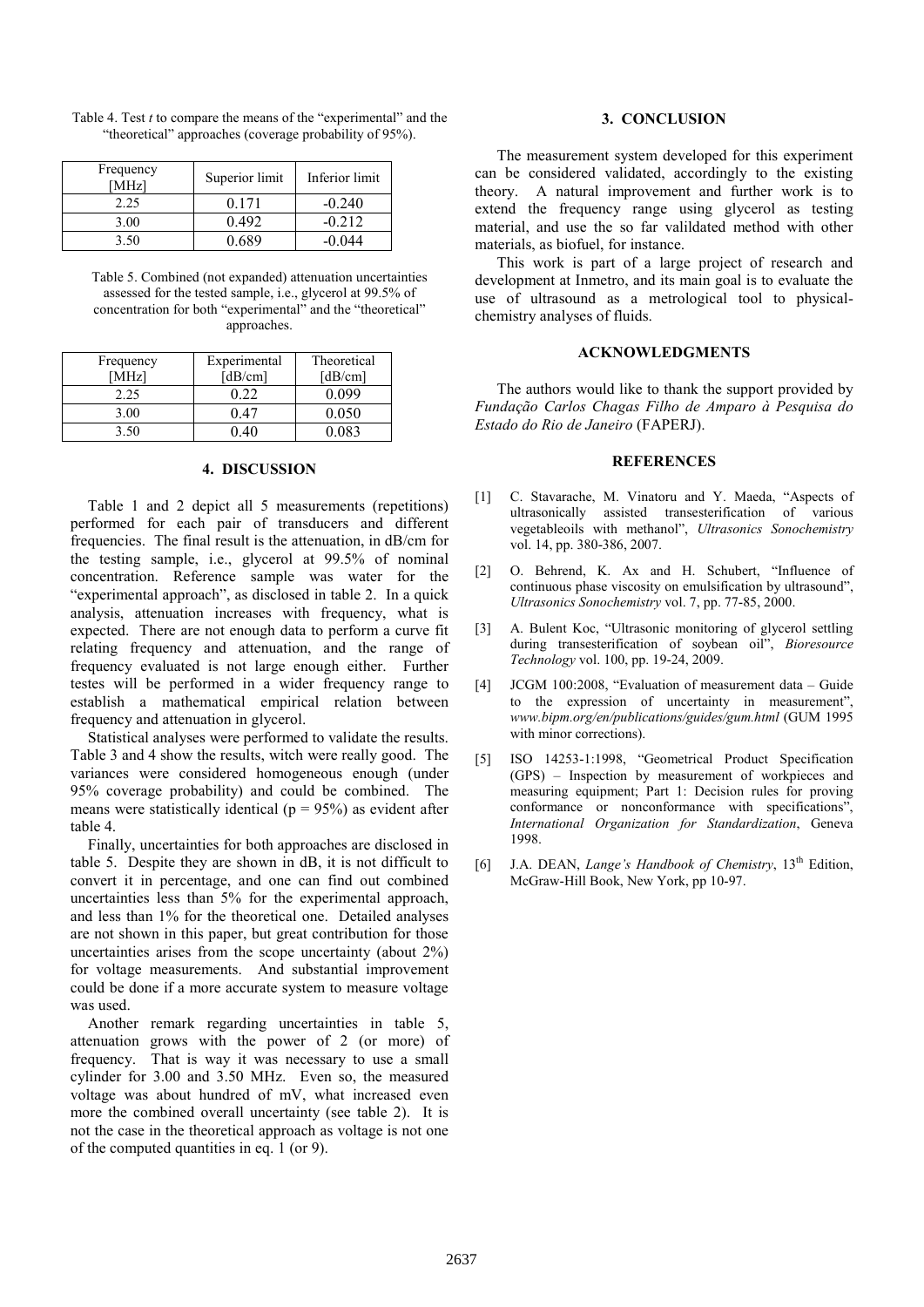Table 4. Test *t* to compare the means of the "experimental" and the "theoretical" approaches (coverage probability of 95%).

| Frequency [MHz] | Superior limit | Inferior limit |
|---|---|---|
| 2.25 | 0.171 | -0.240 |
| 3.00 | 0.492 | -0.212 |
| 3.50 | 0.689 | -0.044 |

Table 5. Combined (not expanded) attenuation uncertainties assessed for the tested sample, i.e., glycerol at 99.5% of concentration for both "experimental" and the "theoretical" approaches.

| Frequency [MHz] | Experimental [dB/cm] | Theoretical [dB/cm] |
|---|---|---|
| 2.25 | 0.22 | 0.099 |
| 3.00 | 0.47 | 0.050 |
| 3.50 | 0.40 | 0.083 |

## 4. DISCUSSION

Table 1 and 2 depict all 5 measurements (repetitions) performed for each pair of transducers and different frequencies. The final result is the attenuation, in dB/cm for the testing sample, i.e., glycerol at 99.5% of nominal concentration. Reference sample was water for the "experimental approach", as disclosed in table 2. In a quick analysis, attenuation increases with frequency, what is expected. There are not enough data to perform a curve fit relating frequency and attenuation, and the range of frequency evaluated is not large enough either. Further testes will be performed in a wider frequency range to establish a mathematical empirical relation between frequency and attenuation in glycerol.

Statistical analyses were performed to validate the results. Table 3 and 4 show the results, witch were really good. The variances were considered homogeneous enough (under 95% coverage probability) and could be combined. The means were statistically identical ($p = 95\%$) as evident after table 4.

Finally, uncertainties for both approaches are disclosed in table 5. Despite they are shown in dB, it is not difficult to convert it in percentage, and one can find out combined uncertainties less than 5% for the experimental approach, and less than 1% for the theoretical one. Detailed analyses are not shown in this paper, but great contribution for those uncertainties arises from the scope uncertainty (about 2%) for voltage measurements. And substantial improvement could be done if a more accurate system to measure voltage was used.

Another remark regarding uncertainties in table 5, attenuation grows with the power of 2 (or more) of frequency. That is way it was necessary to use a small cylinder for 3.00 and 3.50 MHz. Even so, the measured voltage was about hundred of mV, what increased even more the combined overall uncertainty (see table 2). It is not the case in the theoretical approach as voltage is not one of the computed quantities in eq. 1 (or 9).

## 3. CONCLUSION

The measurement system developed for this experiment can be considered validated, accordingly to the existing theory. A natural improvement and further work is to extend the frequency range using glycerol as testing material, and use the so far valildated method with other materials, as biofuel, for instance.

This work is part of a large project of research and development at Inmetro, and its main goal is to evaluate the use of ultrasound as a metrological tool to physical-chemistry analyses of fluids.

## ACKNOWLEDGMENTS

The authors would like to thank the support provided by *Fundação Carlos Chagas Filho de Amparo à Pesquisa do Estado do Rio de Janeiro* (FAPERJ).

## REFERENCES

[1] C. Stavarache, M. Vinatoru and Y. Maeda, "Aspects of ultrasonically assisted transesterification of various vegetableoils with methanol", *Ultrasonics Sonochemistry* vol. 14, pp. 380-386, 2007.

[2] O. Behrend, K. Ax and H. Schubert, "Influence of continuous phase viscosity on emulsification by ultrasound", *Ultrasonics Sonochemistry* vol. 7, pp. 77-85, 2000.

[3] A. Bulent Koc, "Ultrasonic monitoring of glycerol settling during transesterification of soybean oil", *Bioresource Technology* vol. 100, pp. 19-24, 2009.

[4] JCGM 100:2008, "Evaluation of measurement data – Guide to the expression of uncertainty in measurement", *www.bipm.org/en/publications/guides/gum.html* (GUM 1995 with minor corrections).

[5] ISO 14253-1:1998, "Geometrical Product Specification (GPS) – Inspection by measurement of workpieces and measuring equipment; Part 1: Decision rules for proving conformance or nonconformance with specifications", *International Organization for Standardization*, Geneva 1998.

[6] J.A. DEAN, *Lange's Handbook of Chemistry*, 13th Edition, McGraw-Hill Book, New York, pp 10-97.